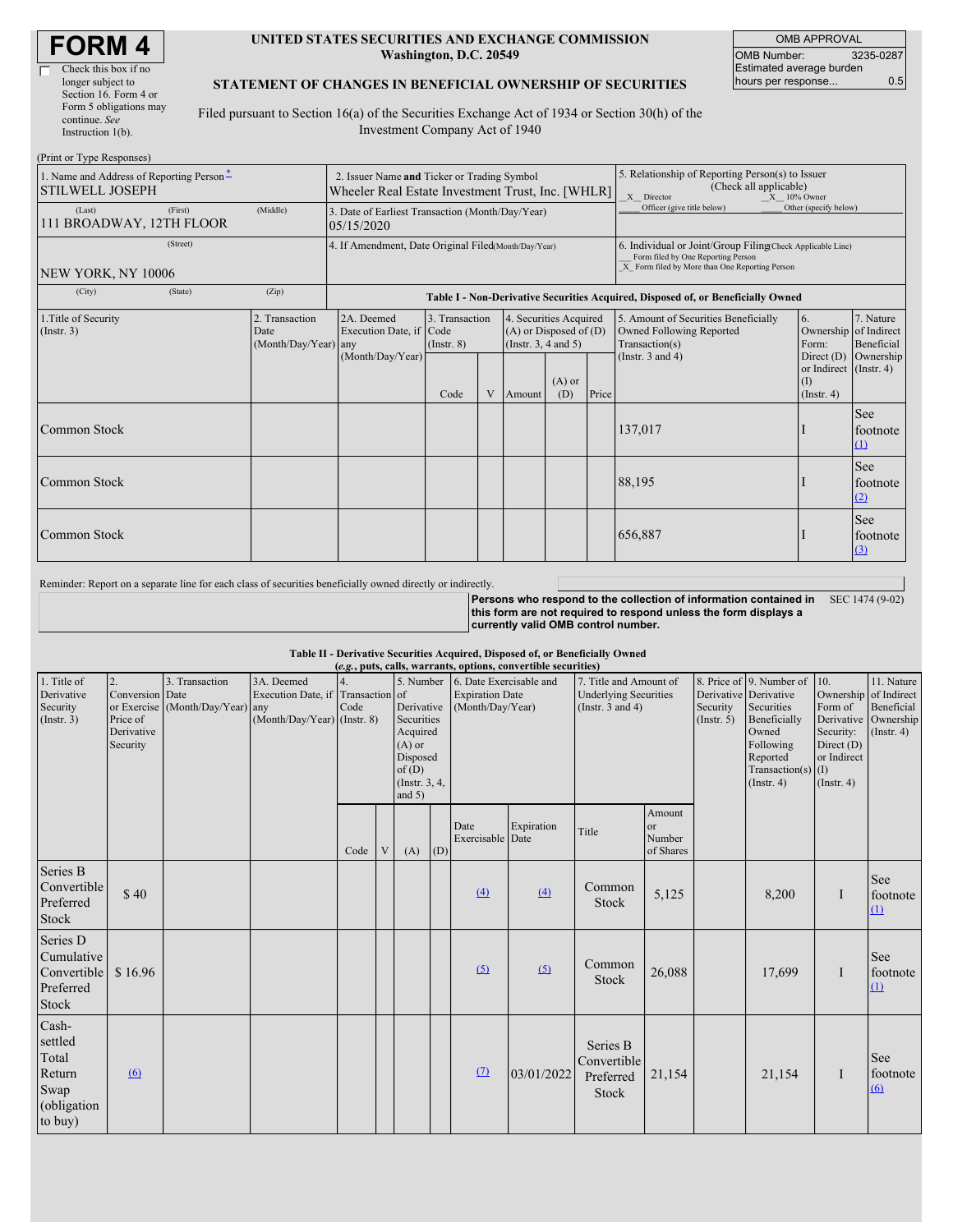# FORM 4

☐ Check this box if no longer subject to Section 16. Form 4 or Form 5 obligations may continue. *See* Instruction 1(b).

**UNITED STATES SECURITIES AND EXCHANGE COMMISSION**
**Washington, D.C. 20549**

**STATEMENT OF CHANGES IN BENEFICIAL OWNERSHIP OF SECURITIES**

Filed pursuant to Section 16(a) of the Securities Exchange Act of 1934 or Section 30(h) of the Investment Company Act of 1940

| OMB APPROVAL | |
|---|---|
| OMB Number: | 3235-0287 |
| Estimated average burden hours per response... | 0.5 |

(Print or Type Responses)

1. Name and Address of Reporting Person*
STILWELL JOSEPH
(Last) (First) (Middle)
111 BROADWAY, 12TH FLOOR
(Street)
NEW YORK, NY 10006
(City) (State) (Zip)

2. Issuer Name **and** Ticker or Trading Symbol
Wheeler Real Estate Investment Trust, Inc. [WHLR]

3. Date of Earliest Transaction (Month/Day/Year)
05/15/2020

4. If Amendment, Date Original Filed (Month/Day/Year)

5. Relationship of Reporting Person(s) to Issuer (Check all applicable)
_X_ Director _X_ 10% Owner
___ Officer (give title below) ___ Other (specify below)

6. Individual or Joint/Group Filing (Check Applicable Line)
___ Form filed by One Reporting Person
_X_ Form filed by More than One Reporting Person

**Table I - Non-Derivative Securities Acquired, Disposed of, or Beneficially Owned**

| 1.Title of Security (Instr. 3) | 2. Transaction Date (Month/Day/Year) | 2A. Deemed Execution Date, if any (Month/Day/Year) | 3. Transaction Code (Instr. 8) | | 4. Securities Acquired (A) or Disposed of (D) (Instr. 3, 4 and 5) | | | 5. Amount of Securities Beneficially Owned Following Reported Transaction(s) (Instr. 3 and 4) | 6. Ownership Form: Direct (D) or Indirect (I) (Instr. 4) | 7. Nature of Indirect Beneficial Ownership (Instr. 4) |
|---|---|---|---|---|---|---|---|---|---|---|
| | | | Code | V | Amount | (A) or (D) | Price | | | |
| Common Stock | | | | | | | | 137,017 | I | See footnote (1) |
| Common Stock | | | | | | | | 88,195 | I | See footnote (2) |
| Common Stock | | | | | | | | 656,887 | I | See footnote (3) |

Reminder: Report on a separate line for each class of securities beneficially owned directly or indirectly.

**Persons who respond to the collection of information contained in this form are not required to respond unless the form displays a currently valid OMB control number.** SEC 1474 (9-02)

**Table II - Derivative Securities Acquired, Disposed of, or Beneficially Owned**
**(*e.g.*, puts, calls, warrants, options, convertible securities)**

| 1. Title of Derivative Security (Instr. 3) | 2. Conversion or Exercise Price of Derivative Security | 3. Transaction Date (Month/Day/Year) | 3A. Deemed Execution Date, if any (Month/Day/Year) | 4. Transaction Code (Instr. 8) | | 5. Number of Derivative Securities Acquired (A) or Disposed of (D) (Instr. 3, 4, and 5) | | 6. Date Exercisable and Expiration Date (Month/Day/Year) | | 7. Title and Amount of Underlying Securities (Instr. 3 and 4) | | 8. Price of Derivative Security (Instr. 5) | 9. Number of Derivative Securities Beneficially Owned Following Reported Transaction(s) (Instr. 4) | 10. Ownership Form of Derivative Security: Direct (D) or Indirect (I) (Instr. 4) | 11. Nature of Indirect Beneficial Ownership (Instr. 4) |
|---|---|---|---|---|---|---|---|---|---|---|---|---|---|---|---|
| | | | | Code | V | (A) | (D) | Date Exercisable | Expiration Date | Title | Amount or Number of Shares | | | | |
| Series B Convertible Preferred Stock | $ 40 | | | | | | | (4) | (4) | Common Stock | 5,125 | | 8,200 | I | See footnote (1) |
| Series D Cumulative Convertible Preferred Stock | $ 16.96 | | | | | | | (5) | (5) | Common Stock | 26,088 | | 17,699 | I | See footnote (1) |
| Cash-settled Total Return Swap (obligation to buy) | (6) | | | | | | | (7) | 03/01/2022 | Series B Convertible Preferred Stock | 21,154 | | 21,154 | I | See footnote (6) |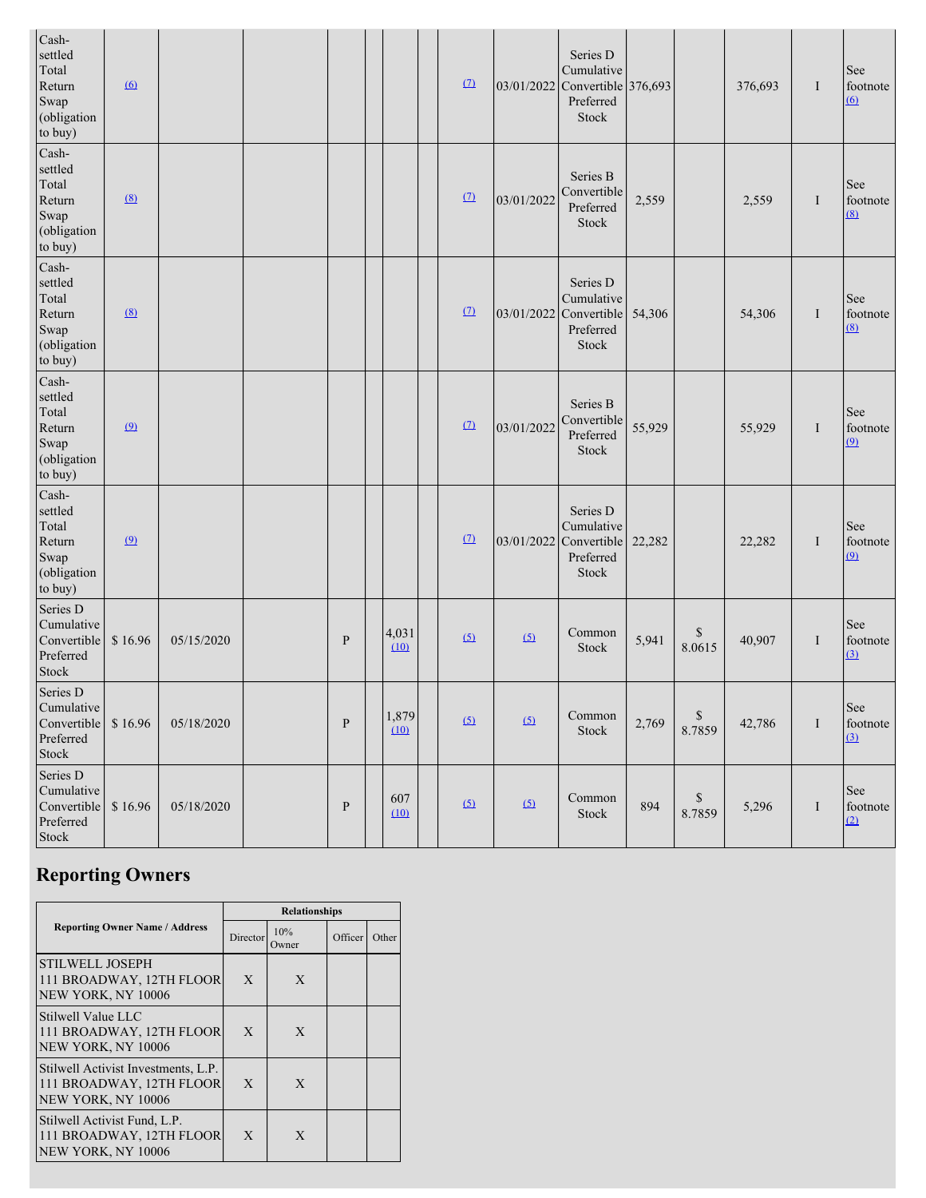| | | | | | | | | | | | | | | | |
|---|---|---|---|---|---|---|---|---|---|---|---|---|---|---|---|
| Cash-settled Total Return Swap (obligation to buy) | (6) | | | | | | | (7) | 03/01/2022 | Series D Cumulative Convertible Preferred Stock | 376,693 | | 376,693 | I | See footnote (6) |
| Cash-settled Total Return Swap (obligation to buy) | (8) | | | | | | | (7) | 03/01/2022 | Series B Convertible Preferred Stock | 2,559 | | 2,559 | I | See footnote (8) |
| Cash-settled Total Return Swap (obligation to buy) | (8) | | | | | | | (7) | 03/01/2022 | Series D Cumulative Convertible Preferred Stock | 54,306 | | 54,306 | I | See footnote (8) |
| Cash-settled Total Return Swap (obligation to buy) | (9) | | | | | | | (7) | 03/01/2022 | Series B Convertible Preferred Stock | 55,929 | | 55,929 | I | See footnote (9) |
| Cash-settled Total Return Swap (obligation to buy) | (9) | | | | | | | (7) | 03/01/2022 | Series D Cumulative Convertible Preferred Stock | 22,282 | | 22,282 | I | See footnote (9) |
| Series D Cumulative Convertible Preferred Stock | $ 16.96 | 05/15/2020 | | P | | 4,031 (10) | | (5) | (5) | Common Stock | 5,941 | $ 8.0615 | 40,907 | I | See footnote (3) |
| Series D Cumulative Convertible Preferred Stock | $ 16.96 | 05/18/2020 | | P | | 1,879 (10) | | (5) | (5) | Common Stock | 2,769 | $ 8.7859 | 42,786 | I | See footnote (3) |
| Series D Cumulative Convertible Preferred Stock | $ 16.96 | 05/18/2020 | | P | | 607 (10) | | (5) | (5) | Common Stock | 894 | $ 8.7859 | 5,296 | I | See footnote (2) |

## Reporting Owners

| Reporting Owner Name / Address | Relationships | | | |
|---|---|---|---|---|
| | Director | 10% Owner | Officer | Other |
| STILWELL JOSEPH<br>111 BROADWAY, 12TH FLOOR<br>NEW YORK, NY 10006 | X | X | | |
| Stilwell Value LLC<br>111 BROADWAY, 12TH FLOOR<br>NEW YORK, NY 10006 | X | X | | |
| Stilwell Activist Investments, L.P.<br>111 BROADWAY, 12TH FLOOR<br>NEW YORK, NY 10006 | X | X | | |
| Stilwell Activist Fund, L.P.<br>111 BROADWAY, 12TH FLOOR<br>NEW YORK, NY 10006 | X | X | | |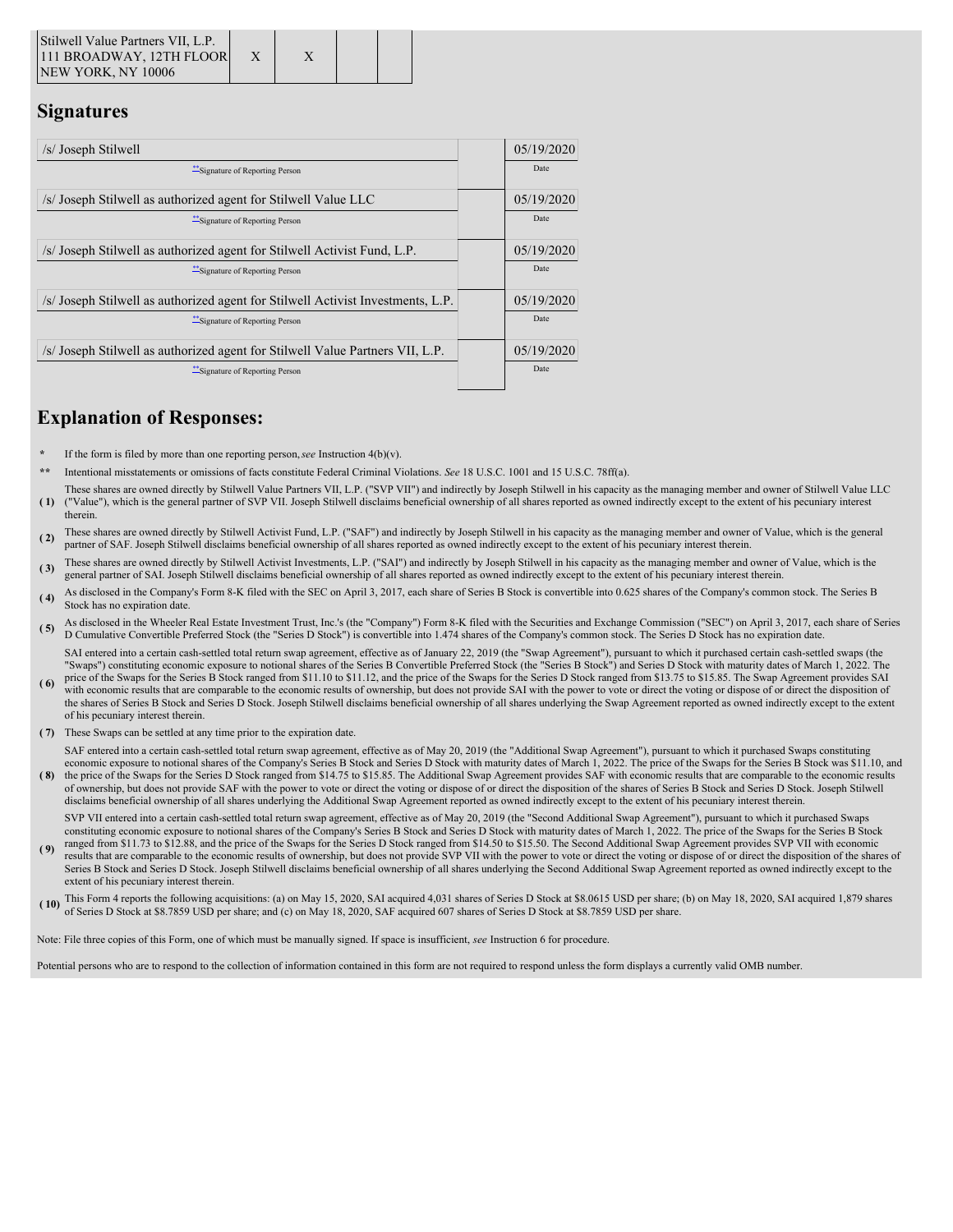| | | | | |
|---|---|---|---|---|
| Stilwell Value Partners VII, L.P.<br>111 BROADWAY, 12TH FLOOR<br>NEW YORK, NY 10006 | X | X | | |

## Signatures

| | | |
|---|---|---|
| /s/ Joseph Stilwell | | 05/19/2020 |
| **Signature of Reporting Person | | Date |
| /s/ Joseph Stilwell as authorized agent for Stilwell Value LLC | | 05/19/2020 |
| **Signature of Reporting Person | | Date |
| /s/ Joseph Stilwell as authorized agent for Stilwell Activist Fund, L.P. | | 05/19/2020 |
| **Signature of Reporting Person | | Date |
| /s/ Joseph Stilwell as authorized agent for Stilwell Activist Investments, L.P. | | 05/19/2020 |
| **Signature of Reporting Person | | Date |
| /s/ Joseph Stilwell as authorized agent for Stilwell Value Partners VII, L.P. | | 05/19/2020 |
| **Signature of Reporting Person | | Date |

## Explanation of Responses:

\* If the form is filed by more than one reporting person, *see* Instruction 4(b)(v).

\*\* Intentional misstatements or omissions of facts constitute Federal Criminal Violations. *See* 18 U.S.C. 1001 and 15 U.S.C. 78ff(a).

(1) These shares are owned directly by Stilwell Value Partners VII, L.P. ("SVP VII") and indirectly by Joseph Stilwell in his capacity as the managing member and owner of Stilwell Value LLC ("Value"), which is the general partner of SVP VII. Joseph Stilwell disclaims beneficial ownership of all shares reported as owned indirectly except to the extent of his pecuniary interest therein.

(2) These shares are owned directly by Stilwell Activist Fund, L.P. ("SAF") and indirectly by Joseph Stilwell in his capacity as the managing member and owner of Value, which is the general partner of SAF. Joseph Stilwell disclaims beneficial ownership of all shares reported as owned indirectly except to the extent of his pecuniary interest therein.

(3) These shares are owned directly by Stilwell Activist Investments, L.P. ("SAI") and indirectly by Joseph Stilwell in his capacity as the managing member and owner of Value, which is the general partner of SAI. Joseph Stilwell disclaims beneficial ownership of all shares reported as owned indirectly except to the extent of his pecuniary interest therein.

(4) As disclosed in the Company's Form 8-K filed with the SEC on April 3, 2017, each share of Series B Stock is convertible into 0.625 shares of the Company's common stock. The Series B Stock has no expiration date.

(5) As disclosed in the Wheeler Real Estate Investment Trust, Inc.'s (the "Company") Form 8-K filed with the Securities and Exchange Commission ("SEC") on April 3, 2017, each share of Series D Cumulative Convertible Preferred Stock (the "Series D Stock") is convertible into 1.474 shares of the Company's common stock. The Series D Stock has no expiration date.

(6) SAI entered into a certain cash-settled total return swap agreement, effective as of January 22, 2019 (the "Swap Agreement"), pursuant to which it purchased certain cash-settled swaps (the "Swaps") constituting economic exposure to notional shares of the Series B Convertible Preferred Stock (the "Series B Stock") and Series D Stock with maturity dates of March 1, 2022. The price of the Swaps for the Series B Stock ranged from $11.10 to $11.12, and the price of the Swaps for the Series D Stock ranged from $13.75 to $15.85. The Swap Agreement provides SAI with economic results that are comparable to the economic results of ownership, but does not provide SAI with the power to vote or direct the voting or dispose of or direct the disposition of the shares of Series B Stock and Series D Stock. Joseph Stilwell disclaims beneficial ownership of all shares underlying the Swap Agreement reported as owned indirectly except to the extent of his pecuniary interest therein.

(7) These Swaps can be settled at any time prior to the expiration date.

(8) SAF entered into a certain cash-settled total return swap agreement, effective as of May 20, 2019 (the "Additional Swap Agreement"), pursuant to which it purchased Swaps constituting economic exposure to notional shares of the Company's Series B Stock and Series D Stock with maturity dates of March 1, 2022. The price of the Swaps for the Series B Stock was $11.10, and the price of the Swaps for the Series D Stock ranged from $14.75 to $15.85. The Additional Swap Agreement provides SAF with economic results that are comparable to the economic results of ownership, but does not provide SAF with the power to vote or direct the voting or dispose of or direct the disposition of the shares of Series B Stock and Series D Stock. Joseph Stilwell disclaims beneficial ownership of all shares underlying the Additional Swap Agreement reported as owned indirectly except to the extent of his pecuniary interest therein.

(9) SVP VII entered into a certain cash-settled total return swap agreement, effective as of May 20, 2019 (the "Second Additional Swap Agreement"), pursuant to which it purchased Swaps constituting economic exposure to notional shares of the Company's Series B Stock and Series D Stock with maturity dates of March 1, 2022. The price of the Swaps for the Series B Stock ranged from $11.73 to $12.88, and the price of the Swaps for the Series D Stock ranged from $14.50 to $15.50. The Second Additional Swap Agreement provides SVP VII with economic results that are comparable to the economic results of ownership, but does not provide SVP VII with the power to vote or direct the voting or dispose of or direct the disposition of the shares of Series B Stock and Series D Stock. Joseph Stilwell disclaims beneficial ownership of all shares underlying the Second Additional Swap Agreement reported as owned indirectly except to the extent of his pecuniary interest therein.

(10) This Form 4 reports the following acquisitions: (a) on May 15, 2020, SAI acquired 4,031 shares of Series D Stock at $8.0615 USD per share; (b) on May 18, 2020, SAI acquired 1,879 shares of Series D Stock at $8.7859 USD per share; and (c) on May 18, 2020, SAF acquired 607 shares of Series D Stock at $8.7859 USD per share.

Note: File three copies of this Form, one of which must be manually signed. If space is insufficient, *see* Instruction 6 for procedure.

Potential persons who are to respond to the collection of information contained in this form are not required to respond unless the form displays a currently valid OMB number.